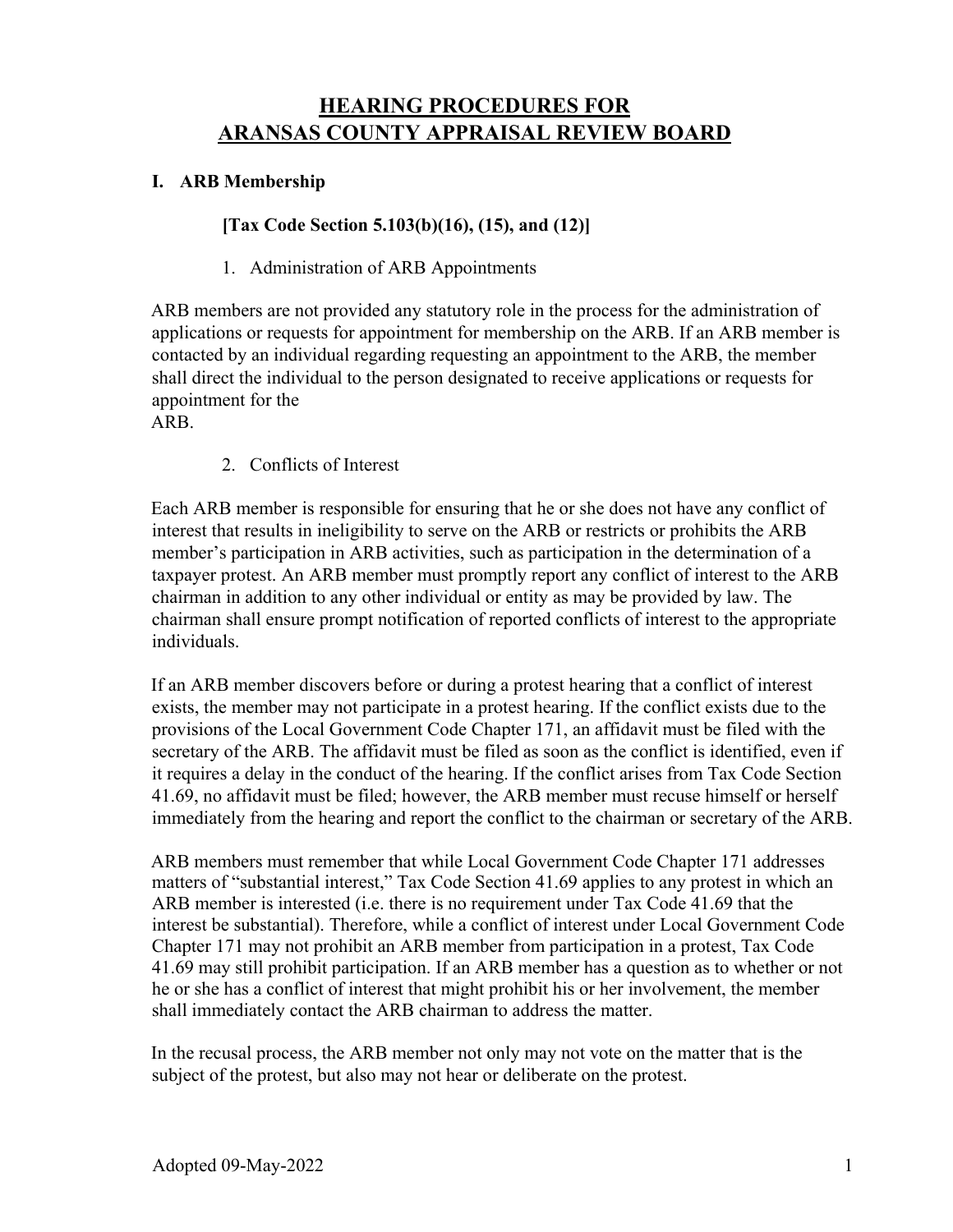# HEARING PROCEDURES FOR ARANSAS COUNTY APPRAISAL REVIEW BOARD

## I. ARB Membership

**[Tax Code Section 5.103(b)(16), (15), and (12)]**

1. Administration of ARB Appointments

ARB members are not provided any statutory role in the process for the administration of applications or requests for appointment for membership on the ARB. If an ARB member is contacted by an individual regarding requesting an appointment to the ARB, the member shall direct the individual to the person designated to receive applications or requests for appointment for the ARB.

2. Conflicts of Interest

Each ARB member is responsible for ensuring that he or she does not have any conflict of interest that results in ineligibility to serve on the ARB or restricts or prohibits the ARB member's participation in ARB activities, such as participation in the determination of a taxpayer protest. An ARB member must promptly report any conflict of interest to the ARB chairman in addition to any other individual or entity as may be provided by law. The chairman shall ensure prompt notification of reported conflicts of interest to the appropriate individuals.

If an ARB member discovers before or during a protest hearing that a conflict of interest exists, the member may not participate in a protest hearing. If the conflict exists due to the provisions of the Local Government Code Chapter 171, an affidavit must be filed with the secretary of the ARB. The affidavit must be filed as soon as the conflict is identified, even if it requires a delay in the conduct of the hearing. If the conflict arises from Tax Code Section 41.69, no affidavit must be filed; however, the ARB member must recuse himself or herself immediately from the hearing and report the conflict to the chairman or secretary of the ARB.

ARB members must remember that while Local Government Code Chapter 171 addresses matters of "substantial interest," Tax Code Section 41.69 applies to any protest in which an ARB member is interested (i.e. there is no requirement under Tax Code 41.69 that the interest be substantial). Therefore, while a conflict of interest under Local Government Code Chapter 171 may not prohibit an ARB member from participation in a protest, Tax Code 41.69 may still prohibit participation. If an ARB member has a question as to whether or not he or she has a conflict of interest that might prohibit his or her involvement, the member shall immediately contact the ARB chairman to address the matter.

In the recusal process, the ARB member not only may not vote on the matter that is the subject of the protest, but also may not hear or deliberate on the protest.

Adopted 09-May-2022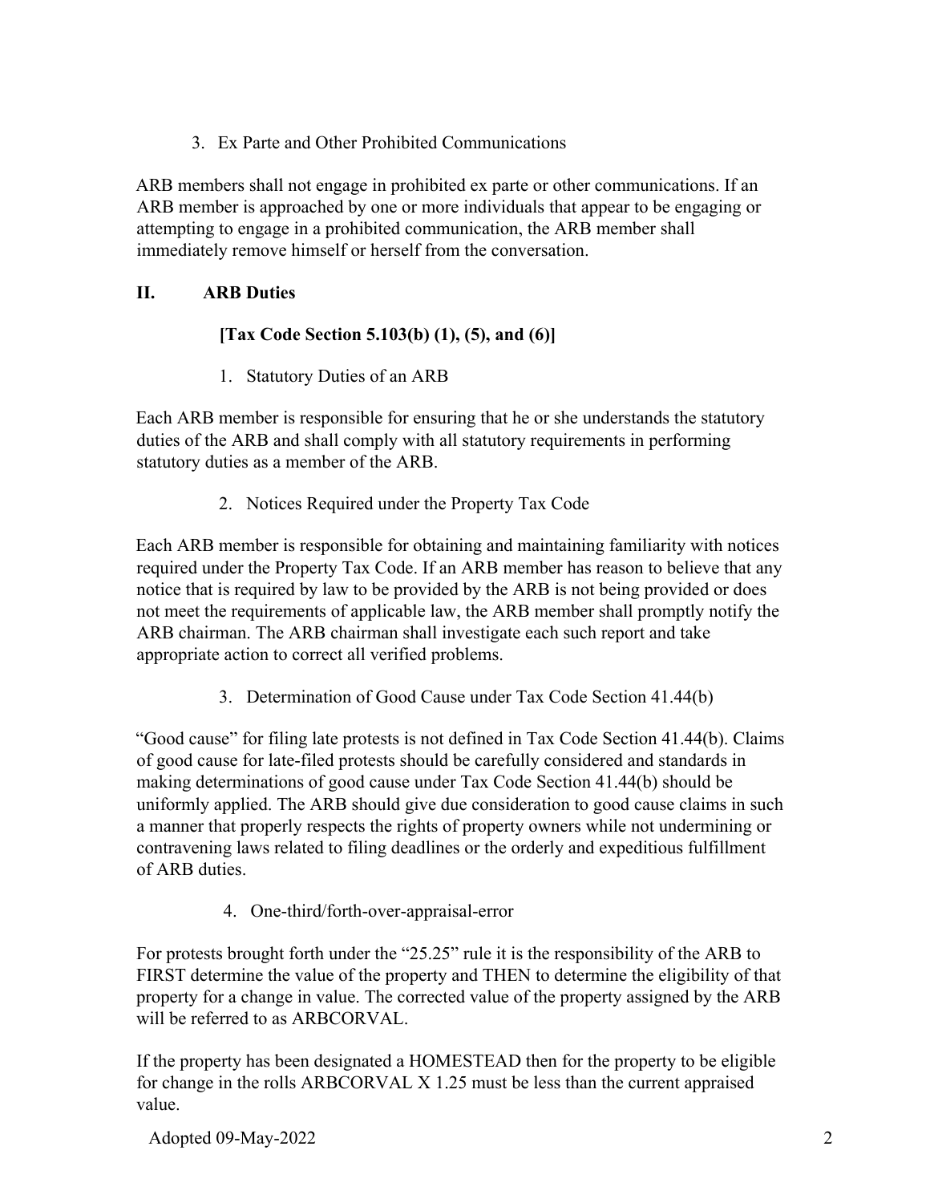3. Ex Parte and Other Prohibited Communications

ARB members shall not engage in prohibited ex parte or other communications. If an ARB member is approached by one or more individuals that appear to be engaging or attempting to engage in a prohibited communication, the ARB member shall immediately remove himself or herself from the conversation.

## II. ARB Duties

**[Tax Code Section 5.103(b) (1), (5), and (6)]**

1. Statutory Duties of an ARB

Each ARB member is responsible for ensuring that he or she understands the statutory duties of the ARB and shall comply with all statutory requirements in performing statutory duties as a member of the ARB.

2. Notices Required under the Property Tax Code

Each ARB member is responsible for obtaining and maintaining familiarity with notices required under the Property Tax Code. If an ARB member has reason to believe that any notice that is required by law to be provided by the ARB is not being provided or does not meet the requirements of applicable law, the ARB member shall promptly notify the ARB chairman. The ARB chairman shall investigate each such report and take appropriate action to correct all verified problems.

3. Determination of Good Cause under Tax Code Section 41.44(b)

"Good cause" for filing late protests is not defined in Tax Code Section 41.44(b). Claims of good cause for late-filed protests should be carefully considered and standards in making determinations of good cause under Tax Code Section 41.44(b) should be uniformly applied. The ARB should give due consideration to good cause claims in such a manner that properly respects the rights of property owners while not undermining or contravening laws related to filing deadlines or the orderly and expeditious fulfillment of ARB duties.

4. One-third/forth-over-appraisal-error

For protests brought forth under the "25.25" rule it is the responsibility of the ARB to FIRST determine the value of the property and THEN to determine the eligibility of that property for a change in value. The corrected value of the property assigned by the ARB will be referred to as ARBCORVAL.

If the property has been designated a HOMESTEAD then for the property to be eligible for change in the rolls ARBCORVAL X 1.25 must be less than the current appraised value.

Adopted 09-May-2022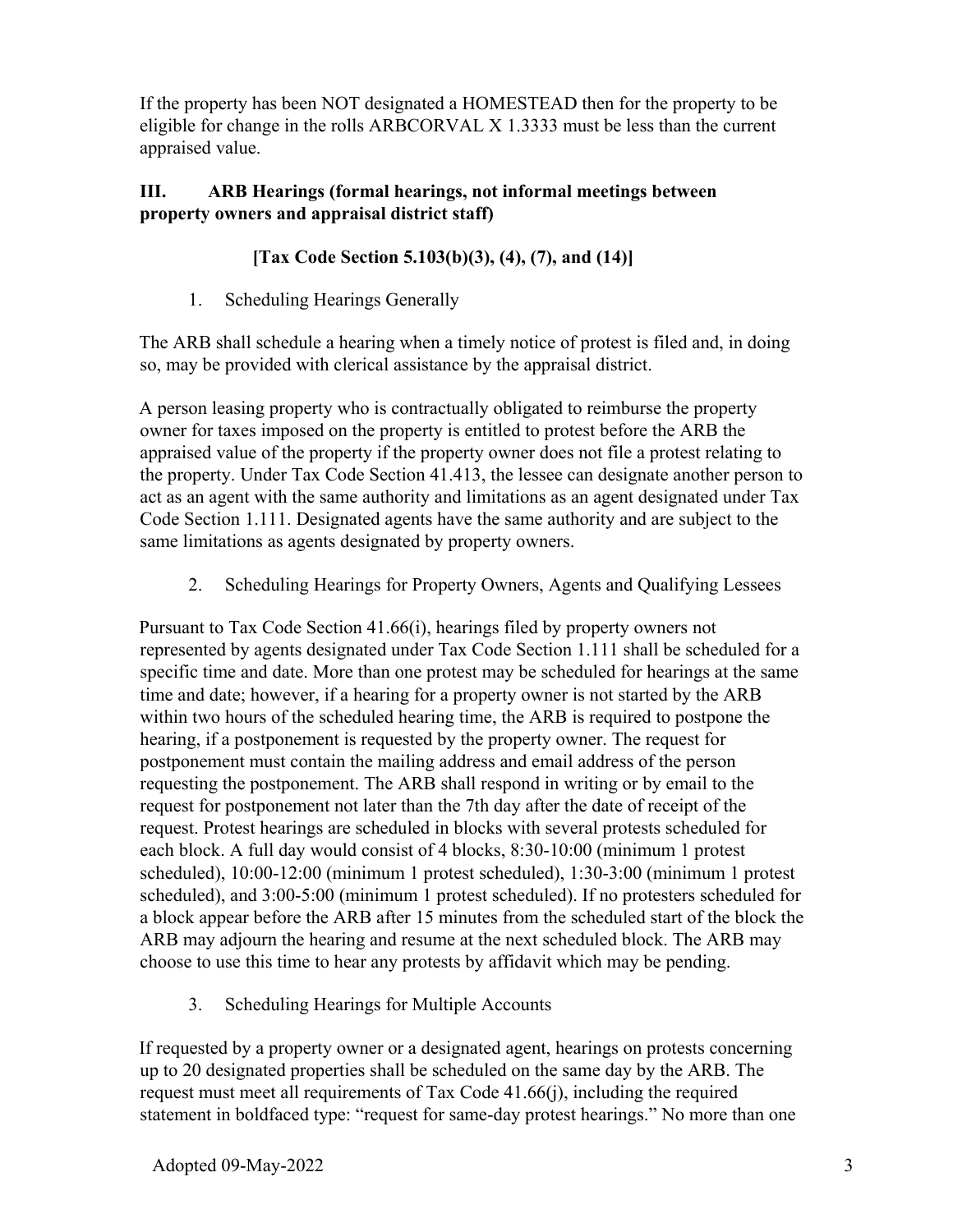If the property has been NOT designated a HOMESTEAD then for the property to be eligible for change in the rolls ARBCORVAL X 1.3333 must be less than the current appraised value.

## III. ARB Hearings (formal hearings, not informal meetings between property owners and appraisal district staff)

**[Tax Code Section 5.103(b)(3), (4), (7), and (14)]**

### 1. Scheduling Hearings Generally

The ARB shall schedule a hearing when a timely notice of protest is filed and, in doing so, may be provided with clerical assistance by the appraisal district.

A person leasing property who is contractually obligated to reimburse the property owner for taxes imposed on the property is entitled to protest before the ARB the appraised value of the property if the property owner does not file a protest relating to the property. Under Tax Code Section 41.413, the lessee can designate another person to act as an agent with the same authority and limitations as an agent designated under Tax Code Section 1.111. Designated agents have the same authority and are subject to the same limitations as agents designated by property owners.

### 2. Scheduling Hearings for Property Owners, Agents and Qualifying Lessees

Pursuant to Tax Code Section 41.66(i), hearings filed by property owners not represented by agents designated under Tax Code Section 1.111 shall be scheduled for a specific time and date. More than one protest may be scheduled for hearings at the same time and date; however, if a hearing for a property owner is not started by the ARB within two hours of the scheduled hearing time, the ARB is required to postpone the hearing, if a postponement is requested by the property owner. The request for postponement must contain the mailing address and email address of the person requesting the postponement. The ARB shall respond in writing or by email to the request for postponement not later than the 7th day after the date of receipt of the request. Protest hearings are scheduled in blocks with several protests scheduled for each block. A full day would consist of 4 blocks, 8:30-10:00 (minimum 1 protest scheduled), 10:00-12:00 (minimum 1 protest scheduled), 1:30-3:00 (minimum 1 protest scheduled), and 3:00-5:00 (minimum 1 protest scheduled). If no protesters scheduled for a block appear before the ARB after 15 minutes from the scheduled start of the block the ARB may adjourn the hearing and resume at the next scheduled block. The ARB may choose to use this time to hear any protests by affidavit which may be pending.

### 3. Scheduling Hearings for Multiple Accounts

If requested by a property owner or a designated agent, hearings on protests concerning up to 20 designated properties shall be scheduled on the same day by the ARB. The request must meet all requirements of Tax Code 41.66(j), including the required statement in boldfaced type: "request for same-day protest hearings." No more than one

Adopted 09-May-2022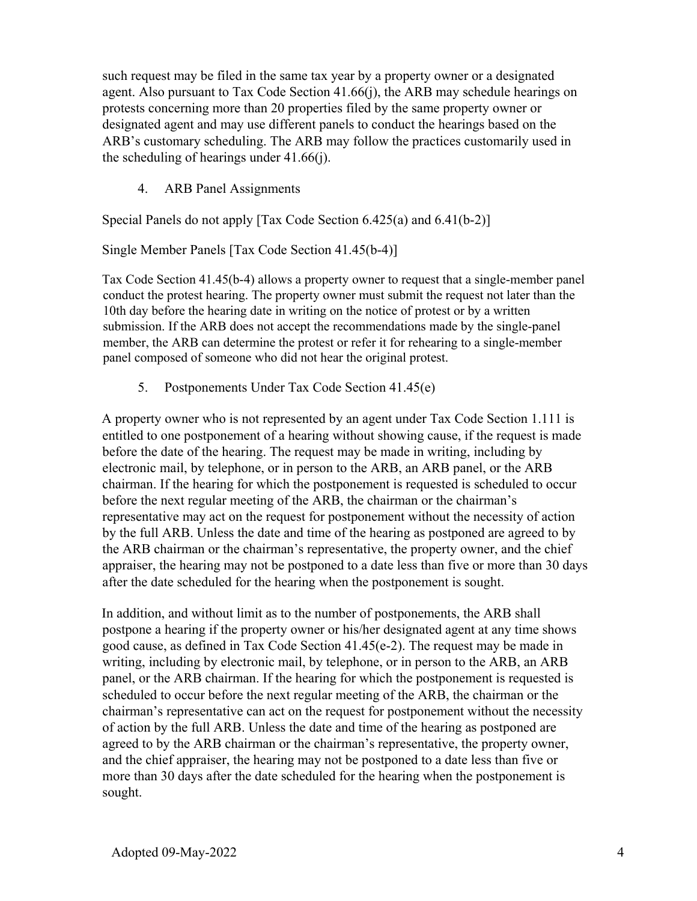such request may be filed in the same tax year by a property owner or a designated agent. Also pursuant to Tax Code Section 41.66(j), the ARB may schedule hearings on protests concerning more than 20 properties filed by the same property owner or designated agent and may use different panels to conduct the hearings based on the ARB's customary scheduling. The ARB may follow the practices customarily used in the scheduling of hearings under 41.66(j).

4. ARB Panel Assignments

Special Panels do not apply [Tax Code Section 6.425(a) and 6.41(b-2)]

Single Member Panels [Tax Code Section 41.45(b-4)]

Tax Code Section 41.45(b-4) allows a property owner to request that a single-member panel conduct the protest hearing. The property owner must submit the request not later than the 10th day before the hearing date in writing on the notice of protest or by a written submission. If the ARB does not accept the recommendations made by the single-panel member, the ARB can determine the protest or refer it for rehearing to a single-member panel composed of someone who did not hear the original protest.

5. Postponements Under Tax Code Section 41.45(e)

A property owner who is not represented by an agent under Tax Code Section 1.111 is entitled to one postponement of a hearing without showing cause, if the request is made before the date of the hearing. The request may be made in writing, including by electronic mail, by telephone, or in person to the ARB, an ARB panel, or the ARB chairman. If the hearing for which the postponement is requested is scheduled to occur before the next regular meeting of the ARB, the chairman or the chairman's representative may act on the request for postponement without the necessity of action by the full ARB. Unless the date and time of the hearing as postponed are agreed to by the ARB chairman or the chairman's representative, the property owner, and the chief appraiser, the hearing may not be postponed to a date less than five or more than 30 days after the date scheduled for the hearing when the postponement is sought.

In addition, and without limit as to the number of postponements, the ARB shall postpone a hearing if the property owner or his/her designated agent at any time shows good cause, as defined in Tax Code Section 41.45(e-2). The request may be made in writing, including by electronic mail, by telephone, or in person to the ARB, an ARB panel, or the ARB chairman. If the hearing for which the postponement is requested is scheduled to occur before the next regular meeting of the ARB, the chairman or the chairman's representative can act on the request for postponement without the necessity of action by the full ARB. Unless the date and time of the hearing as postponed are agreed to by the ARB chairman or the chairman's representative, the property owner, and the chief appraiser, the hearing may not be postponed to a date less than five or more than 30 days after the date scheduled for the hearing when the postponement is sought.

Adopted 09-May-2022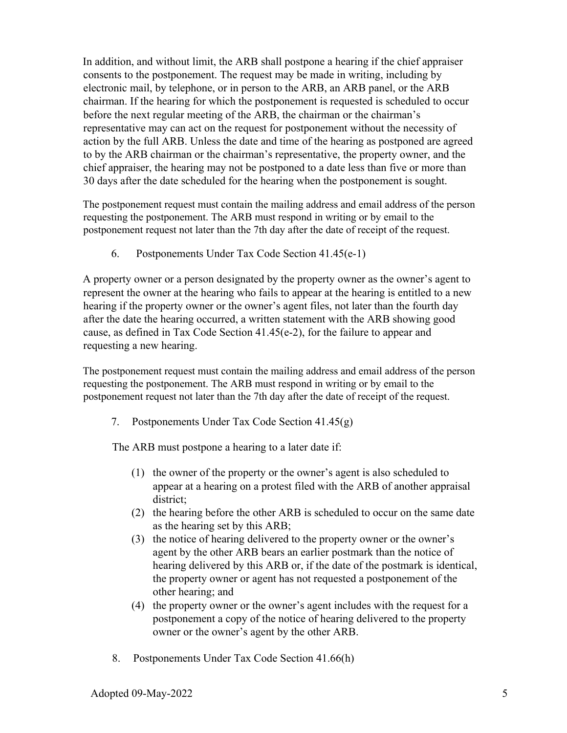In addition, and without limit, the ARB shall postpone a hearing if the chief appraiser consents to the postponement. The request may be made in writing, including by electronic mail, by telephone, or in person to the ARB, an ARB panel, or the ARB chairman. If the hearing for which the postponement is requested is scheduled to occur before the next regular meeting of the ARB, the chairman or the chairman's representative may can act on the request for postponement without the necessity of action by the full ARB. Unless the date and time of the hearing as postponed are agreed to by the ARB chairman or the chairman's representative, the property owner, and the chief appraiser, the hearing may not be postponed to a date less than five or more than 30 days after the date scheduled for the hearing when the postponement is sought.

The postponement request must contain the mailing address and email address of the person requesting the postponement. The ARB must respond in writing or by email to the postponement request not later than the 7th day after the date of receipt of the request.

6. Postponements Under Tax Code Section 41.45(e-1)

A property owner or a person designated by the property owner as the owner's agent to represent the owner at the hearing who fails to appear at the hearing is entitled to a new hearing if the property owner or the owner's agent files, not later than the fourth day after the date the hearing occurred, a written statement with the ARB showing good cause, as defined in Tax Code Section 41.45(e-2), for the failure to appear and requesting a new hearing.

The postponement request must contain the mailing address and email address of the person requesting the postponement. The ARB must respond in writing or by email to the postponement request not later than the 7th day after the date of receipt of the request.

7. Postponements Under Tax Code Section 41.45(g)

The ARB must postpone a hearing to a later date if:

(1) the owner of the property or the owner's agent is also scheduled to appear at a hearing on a protest filed with the ARB of another appraisal district;
(2) the hearing before the other ARB is scheduled to occur on the same date as the hearing set by this ARB;
(3) the notice of hearing delivered to the property owner or the owner's agent by the other ARB bears an earlier postmark than the notice of hearing delivered by this ARB or, if the date of the postmark is identical, the property owner or agent has not requested a postponement of the other hearing; and
(4) the property owner or the owner's agent includes with the request for a postponement a copy of the notice of hearing delivered to the property owner or the owner's agent by the other ARB.

8. Postponements Under Tax Code Section 41.66(h)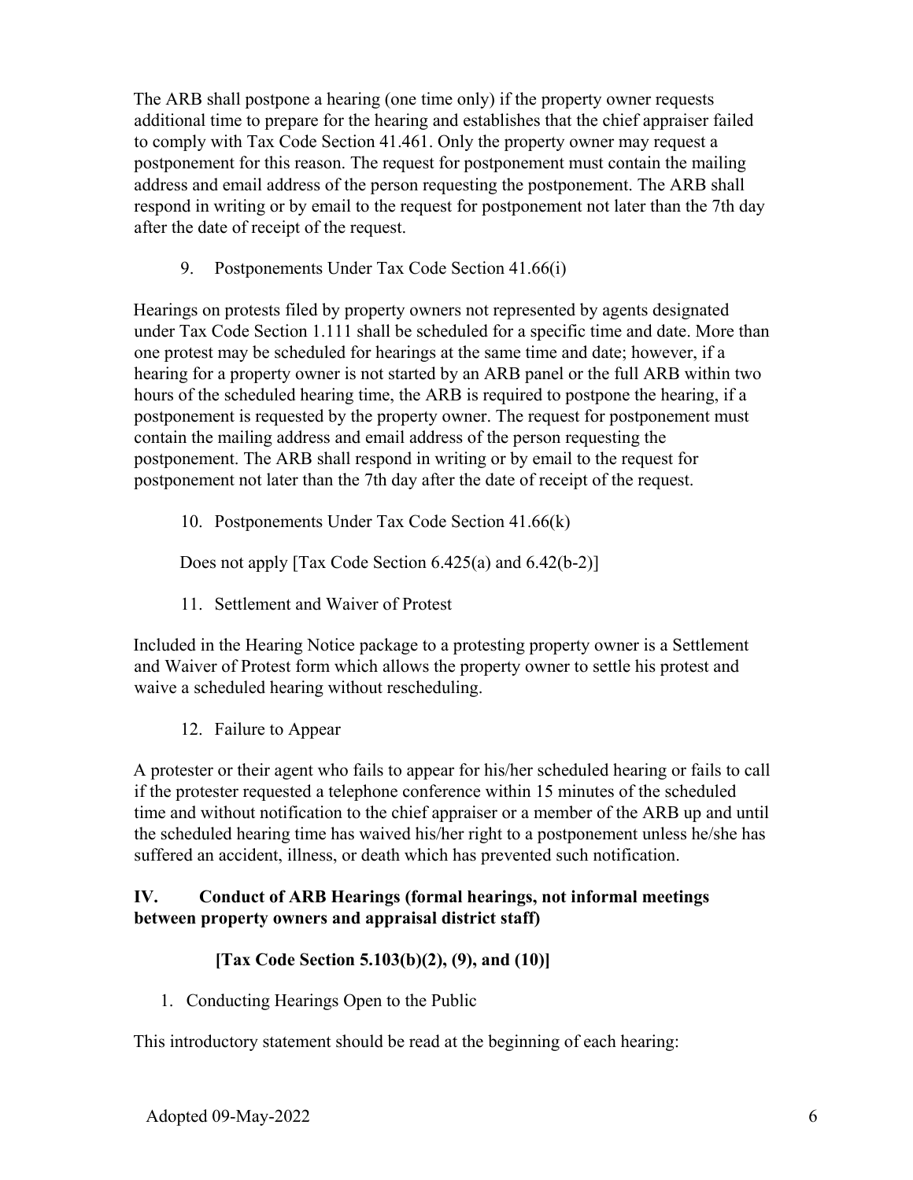The ARB shall postpone a hearing (one time only) if the property owner requests additional time to prepare for the hearing and establishes that the chief appraiser failed to comply with Tax Code Section 41.461. Only the property owner may request a postponement for this reason. The request for postponement must contain the mailing address and email address of the person requesting the postponement. The ARB shall respond in writing or by email to the request for postponement not later than the 7th day after the date of receipt of the request.

9. Postponements Under Tax Code Section 41.66(i)

Hearings on protests filed by property owners not represented by agents designated under Tax Code Section 1.111 shall be scheduled for a specific time and date. More than one protest may be scheduled for hearings at the same time and date; however, if a hearing for a property owner is not started by an ARB panel or the full ARB within two hours of the scheduled hearing time, the ARB is required to postpone the hearing, if a postponement is requested by the property owner. The request for postponement must contain the mailing address and email address of the person requesting the postponement. The ARB shall respond in writing or by email to the request for postponement not later than the 7th day after the date of receipt of the request.

10. Postponements Under Tax Code Section 41.66(k)

Does not apply [Tax Code Section 6.425(a) and 6.42(b-2)]

11. Settlement and Waiver of Protest

Included in the Hearing Notice package to a protesting property owner is a Settlement and Waiver of Protest form which allows the property owner to settle his protest and waive a scheduled hearing without rescheduling.

12. Failure to Appear

A protester or their agent who fails to appear for his/her scheduled hearing or fails to call if the protester requested a telephone conference within 15 minutes of the scheduled time and without notification to the chief appraiser or a member of the ARB up and until the scheduled hearing time has waived his/her right to a postponement unless he/she has suffered an accident, illness, or death which has prevented such notification.

## IV. Conduct of ARB Hearings (formal hearings, not informal meetings between property owners and appraisal district staff)

**[Tax Code Section 5.103(b)(2), (9), and (10)]**

1. Conducting Hearings Open to the Public

This introductory statement should be read at the beginning of each hearing: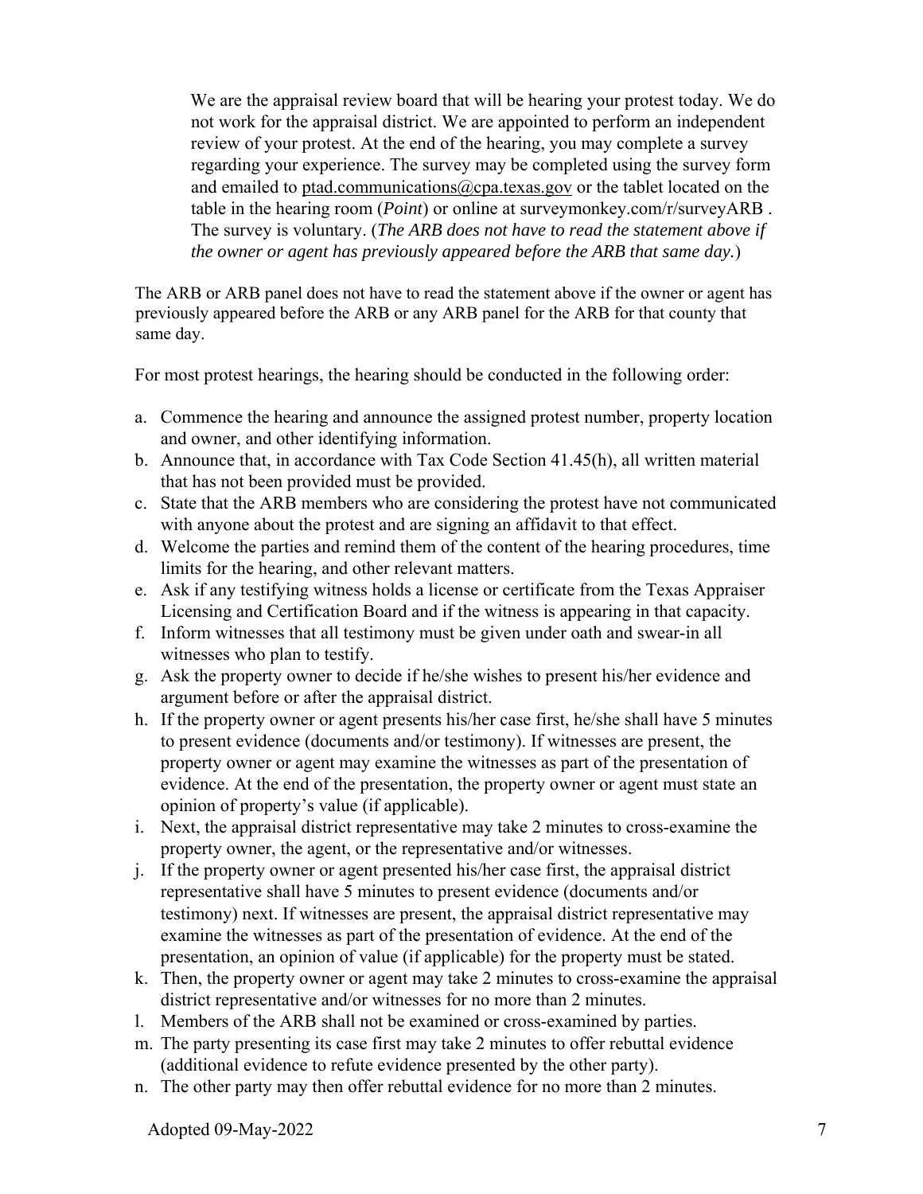> We are the appraisal review board that will be hearing your protest today. We do not work for the appraisal district. We are appointed to perform an independent review of your protest. At the end of the hearing, you may complete a survey regarding your experience. The survey may be completed using the survey form and emailed to ptad.communications@cpa.texas.gov or the tablet located on the table in the hearing room (*Point*) or online at surveymonkey.com/r/surveyARB . The survey is voluntary. (*The ARB does not have to read the statement above if the owner or agent has previously appeared before the ARB that same day.*)

The ARB or ARB panel does not have to read the statement above if the owner or agent has previously appeared before the ARB or any ARB panel for the ARB for that county that same day.

For most protest hearings, the hearing should be conducted in the following order:

a. Commence the hearing and announce the assigned protest number, property location and owner, and other identifying information.
b. Announce that, in accordance with Tax Code Section 41.45(h), all written material that has not been provided must be provided.
c. State that the ARB members who are considering the protest have not communicated with anyone about the protest and are signing an affidavit to that effect.
d. Welcome the parties and remind them of the content of the hearing procedures, time limits for the hearing, and other relevant matters.
e. Ask if any testifying witness holds a license or certificate from the Texas Appraiser Licensing and Certification Board and if the witness is appearing in that capacity.
f. Inform witnesses that all testimony must be given under oath and swear-in all witnesses who plan to testify.
g. Ask the property owner to decide if he/she wishes to present his/her evidence and argument before or after the appraisal district.
h. If the property owner or agent presents his/her case first, he/she shall have 5 minutes to present evidence (documents and/or testimony). If witnesses are present, the property owner or agent may examine the witnesses as part of the presentation of evidence. At the end of the presentation, the property owner or agent must state an opinion of property's value (if applicable).
i. Next, the appraisal district representative may take 2 minutes to cross-examine the property owner, the agent, or the representative and/or witnesses.
j. If the property owner or agent presented his/her case first, the appraisal district representative shall have 5 minutes to present evidence (documents and/or testimony) next. If witnesses are present, the appraisal district representative may examine the witnesses as part of the presentation of evidence. At the end of the presentation, an opinion of value (if applicable) for the property must be stated.
k. Then, the property owner or agent may take 2 minutes to cross-examine the appraisal district representative and/or witnesses for no more than 2 minutes.
l. Members of the ARB shall not be examined or cross-examined by parties.
m. The party presenting its case first may take 2 minutes to offer rebuttal evidence (additional evidence to refute evidence presented by the other party).
n. The other party may then offer rebuttal evidence for no more than 2 minutes.

Adopted 09-May-2022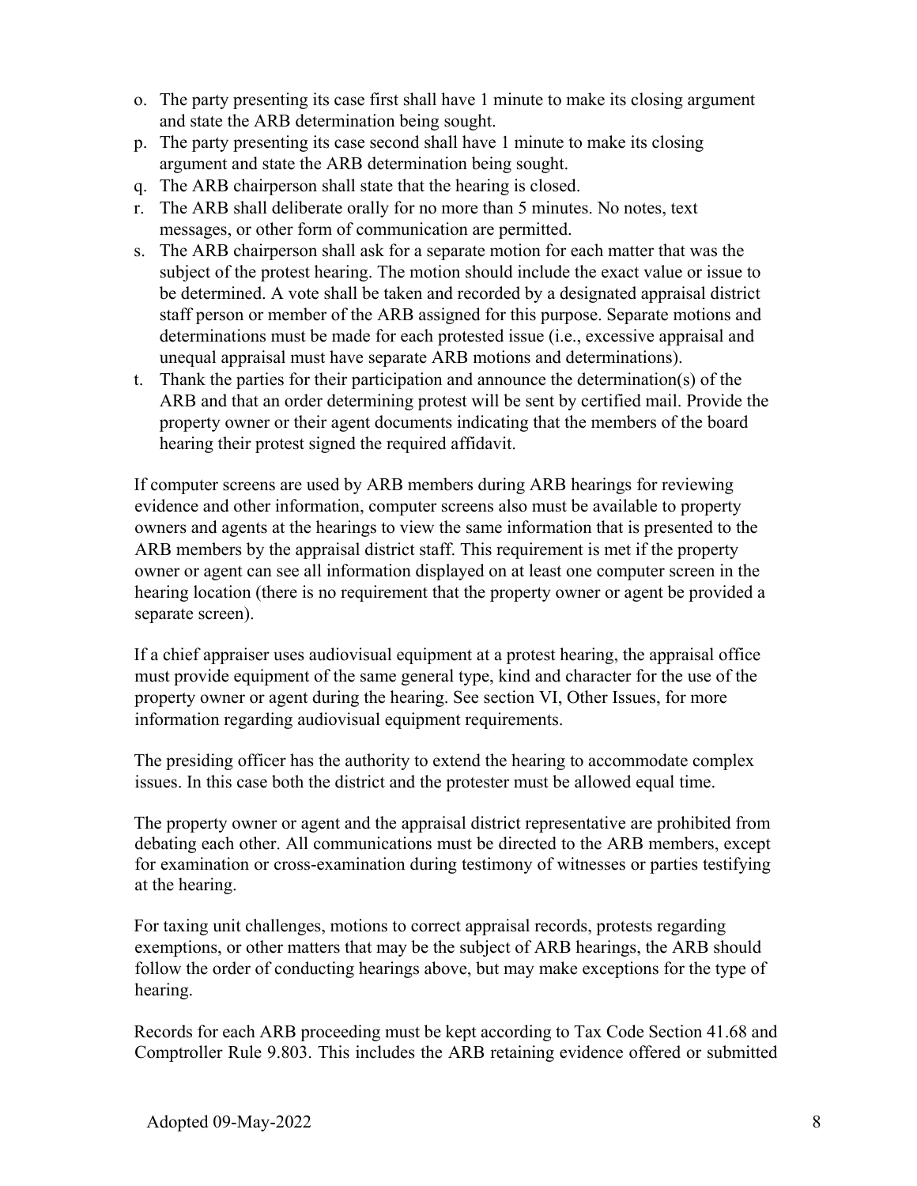o. The party presenting its case first shall have 1 minute to make its closing argument and state the ARB determination being sought.
p. The party presenting its case second shall have 1 minute to make its closing argument and state the ARB determination being sought.
q. The ARB chairperson shall state that the hearing is closed.
r. The ARB shall deliberate orally for no more than 5 minutes. No notes, text messages, or other form of communication are permitted.
s. The ARB chairperson shall ask for a separate motion for each matter that was the subject of the protest hearing. The motion should include the exact value or issue to be determined. A vote shall be taken and recorded by a designated appraisal district staff person or member of the ARB assigned for this purpose. Separate motions and determinations must be made for each protested issue (i.e., excessive appraisal and unequal appraisal must have separate ARB motions and determinations).
t. Thank the parties for their participation and announce the determination(s) of the ARB and that an order determining protest will be sent by certified mail. Provide the property owner or their agent documents indicating that the members of the board hearing their protest signed the required affidavit.

If computer screens are used by ARB members during ARB hearings for reviewing evidence and other information, computer screens also must be available to property owners and agents at the hearings to view the same information that is presented to the ARB members by the appraisal district staff. This requirement is met if the property owner or agent can see all information displayed on at least one computer screen in the hearing location (there is no requirement that the property owner or agent be provided a separate screen).

If a chief appraiser uses audiovisual equipment at a protest hearing, the appraisal office must provide equipment of the same general type, kind and character for the use of the property owner or agent during the hearing. See section VI, Other Issues, for more information regarding audiovisual equipment requirements.

The presiding officer has the authority to extend the hearing to accommodate complex issues. In this case both the district and the protester must be allowed equal time.

The property owner or agent and the appraisal district representative are prohibited from debating each other. All communications must be directed to the ARB members, except for examination or cross-examination during testimony of witnesses or parties testifying at the hearing.

For taxing unit challenges, motions to correct appraisal records, protests regarding exemptions, or other matters that may be the subject of ARB hearings, the ARB should follow the order of conducting hearings above, but may make exceptions for the type of hearing.

Records for each ARB proceeding must be kept according to Tax Code Section 41.68 and Comptroller Rule 9.803. This includes the ARB retaining evidence offered or submitted

Adopted 09-May-2022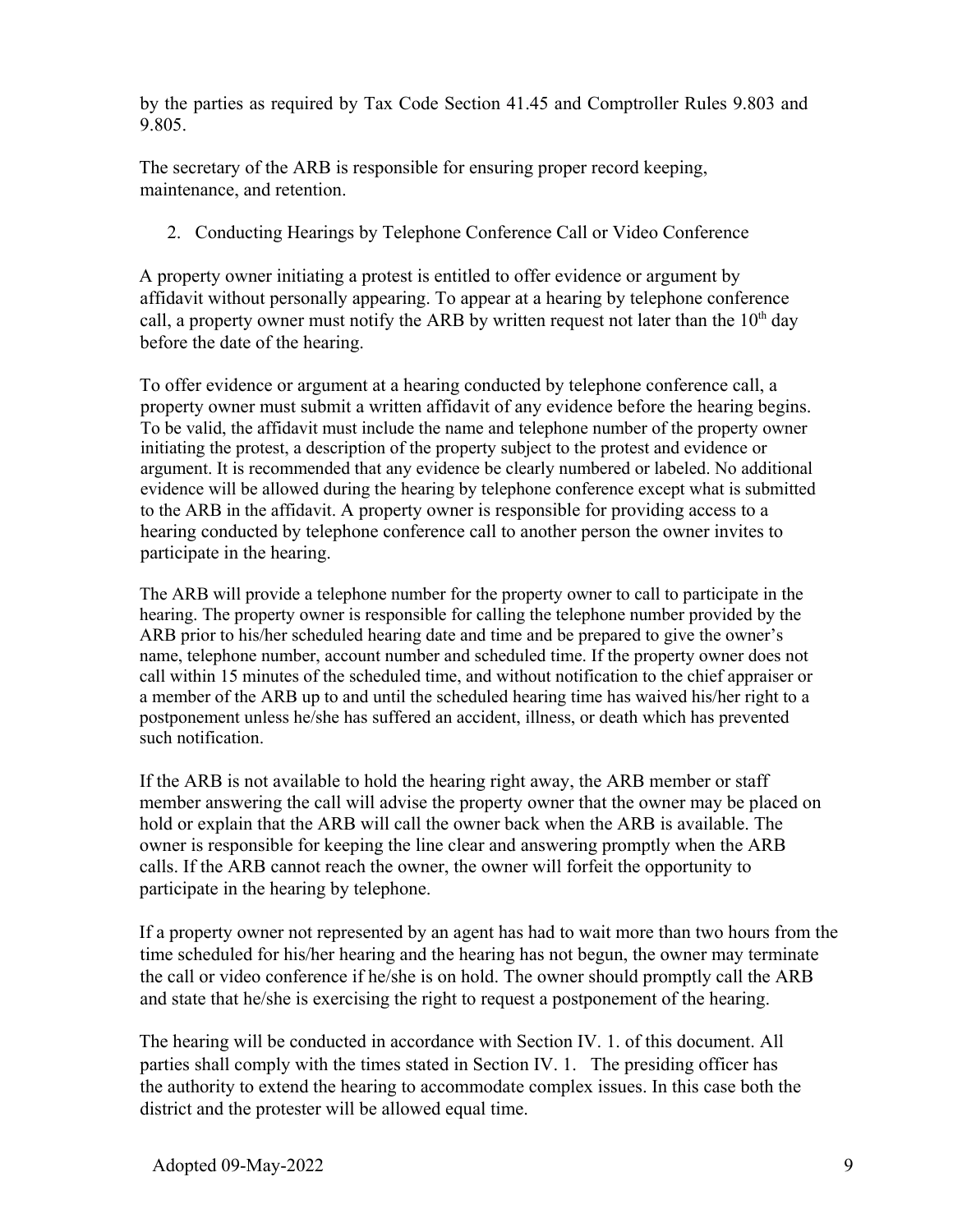by the parties as required by Tax Code Section 41.45 and Comptroller Rules 9.803 and 9.805.

The secretary of the ARB is responsible for ensuring proper record keeping, maintenance, and retention.

2. Conducting Hearings by Telephone Conference Call or Video Conference

A property owner initiating a protest is entitled to offer evidence or argument by affidavit without personally appearing. To appear at a hearing by telephone conference call, a property owner must notify the ARB by written request not later than the 10th day before the date of the hearing.

To offer evidence or argument at a hearing conducted by telephone conference call, a property owner must submit a written affidavit of any evidence before the hearing begins. To be valid, the affidavit must include the name and telephone number of the property owner initiating the protest, a description of the property subject to the protest and evidence or argument. It is recommended that any evidence be clearly numbered or labeled. No additional evidence will be allowed during the hearing by telephone conference except what is submitted to the ARB in the affidavit. A property owner is responsible for providing access to a hearing conducted by telephone conference call to another person the owner invites to participate in the hearing.

The ARB will provide a telephone number for the property owner to call to participate in the hearing. The property owner is responsible for calling the telephone number provided by the ARB prior to his/her scheduled hearing date and time and be prepared to give the owner's name, telephone number, account number and scheduled time. If the property owner does not call within 15 minutes of the scheduled time, and without notification to the chief appraiser or a member of the ARB up to and until the scheduled hearing time has waived his/her right to a postponement unless he/she has suffered an accident, illness, or death which has prevented such notification.

If the ARB is not available to hold the hearing right away, the ARB member or staff member answering the call will advise the property owner that the owner may be placed on hold or explain that the ARB will call the owner back when the ARB is available. The owner is responsible for keeping the line clear and answering promptly when the ARB calls. If the ARB cannot reach the owner, the owner will forfeit the opportunity to participate in the hearing by telephone.

If a property owner not represented by an agent has had to wait more than two hours from the time scheduled for his/her hearing and the hearing has not begun, the owner may terminate the call or video conference if he/she is on hold. The owner should promptly call the ARB and state that he/she is exercising the right to request a postponement of the hearing.

The hearing will be conducted in accordance with Section IV. 1. of this document. All parties shall comply with the times stated in Section IV. 1. The presiding officer has the authority to extend the hearing to accommodate complex issues. In this case both the district and the protester will be allowed equal time.

Adopted 09-May-2022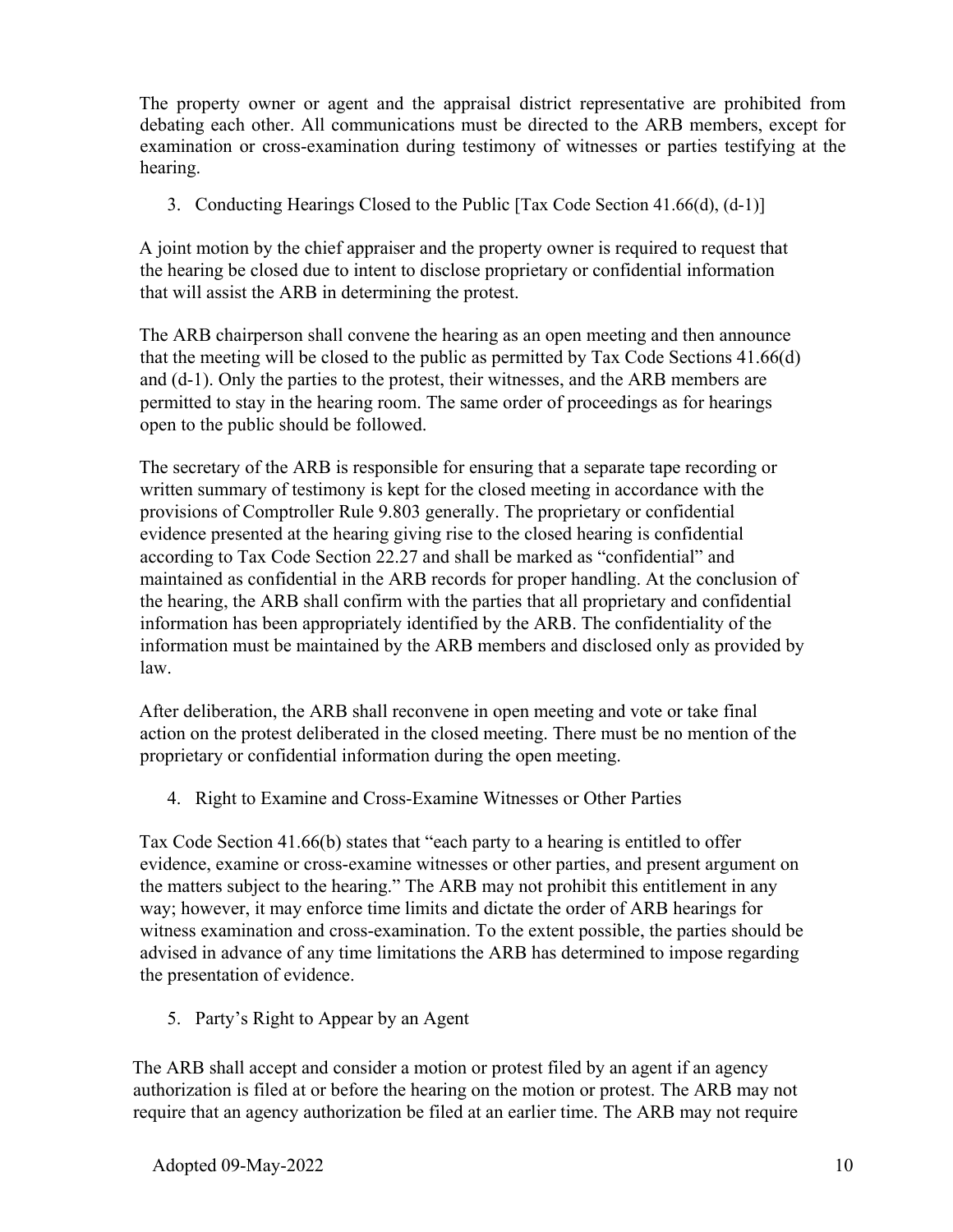The property owner or agent and the appraisal district representative are prohibited from debating each other. All communications must be directed to the ARB members, except for examination or cross-examination during testimony of witnesses or parties testifying at the hearing.

3. Conducting Hearings Closed to the Public [Tax Code Section 41.66(d), (d-1)]

A joint motion by the chief appraiser and the property owner is required to request that the hearing be closed due to intent to disclose proprietary or confidential information that will assist the ARB in determining the protest.

The ARB chairperson shall convene the hearing as an open meeting and then announce that the meeting will be closed to the public as permitted by Tax Code Sections 41.66(d) and (d-1). Only the parties to the protest, their witnesses, and the ARB members are permitted to stay in the hearing room. The same order of proceedings as for hearings open to the public should be followed.

The secretary of the ARB is responsible for ensuring that a separate tape recording or written summary of testimony is kept for the closed meeting in accordance with the provisions of Comptroller Rule 9.803 generally. The proprietary or confidential evidence presented at the hearing giving rise to the closed hearing is confidential according to Tax Code Section 22.27 and shall be marked as "confidential" and maintained as confidential in the ARB records for proper handling. At the conclusion of the hearing, the ARB shall confirm with the parties that all proprietary and confidential information has been appropriately identified by the ARB. The confidentiality of the information must be maintained by the ARB members and disclosed only as provided by law.

After deliberation, the ARB shall reconvene in open meeting and vote or take final action on the protest deliberated in the closed meeting. There must be no mention of the proprietary or confidential information during the open meeting.

4. Right to Examine and Cross-Examine Witnesses or Other Parties

Tax Code Section 41.66(b) states that "each party to a hearing is entitled to offer evidence, examine or cross-examine witnesses or other parties, and present argument on the matters subject to the hearing." The ARB may not prohibit this entitlement in any way; however, it may enforce time limits and dictate the order of ARB hearings for witness examination and cross-examination. To the extent possible, the parties should be advised in advance of any time limitations the ARB has determined to impose regarding the presentation of evidence.

5. Party's Right to Appear by an Agent

The ARB shall accept and consider a motion or protest filed by an agent if an agency authorization is filed at or before the hearing on the motion or protest. The ARB may not require that an agency authorization be filed at an earlier time. The ARB may not require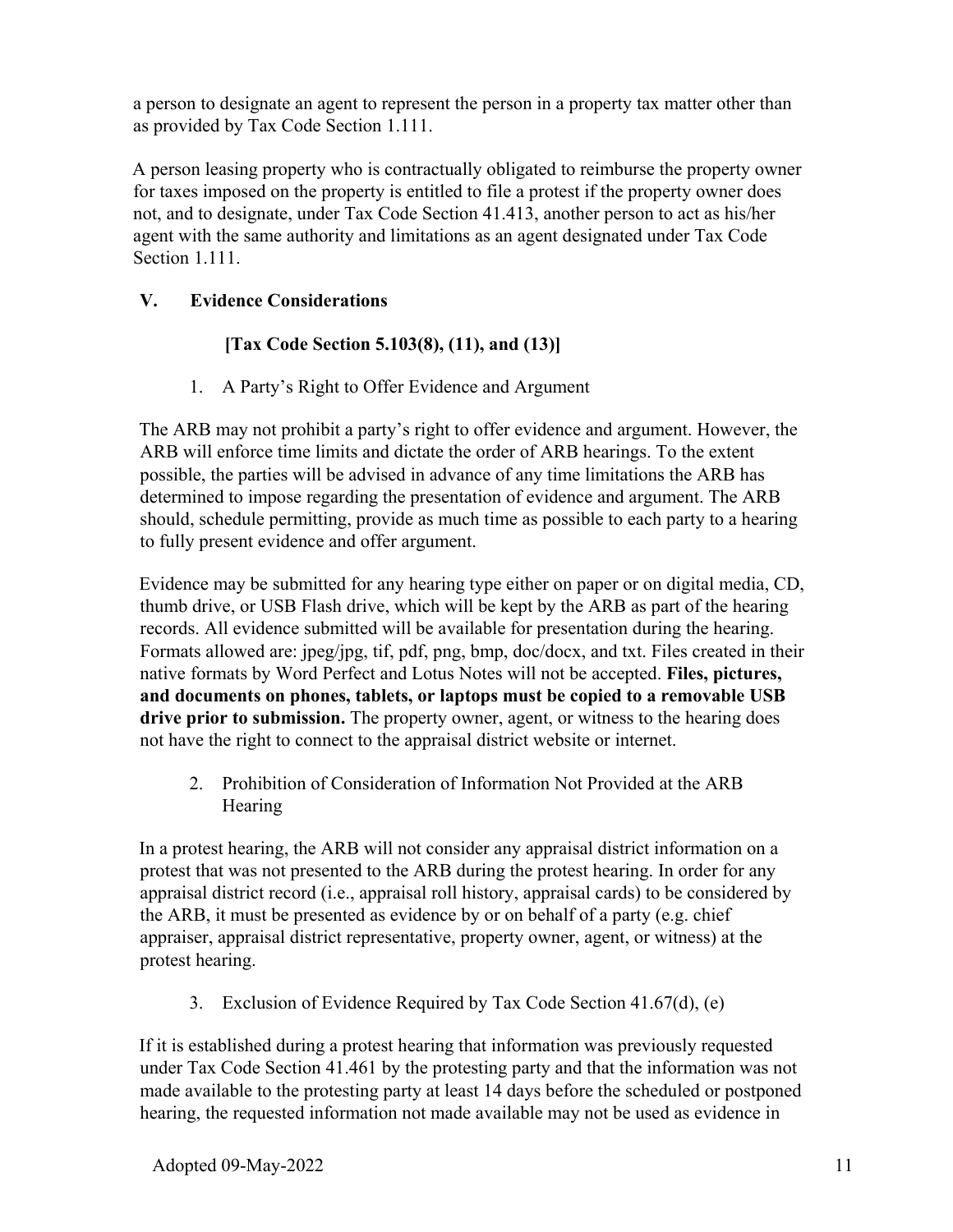a person to designate an agent to represent the person in a property tax matter other than as provided by Tax Code Section 1.111.

A person leasing property who is contractually obligated to reimburse the property owner for taxes imposed on the property is entitled to file a protest if the property owner does not, and to designate, under Tax Code Section 41.413, another person to act as his/her agent with the same authority and limitations as an agent designated under Tax Code Section 1.111.

## V. Evidence Considerations

**[Tax Code Section 5.103(8), (11), and (13)]**

### 1. A Party's Right to Offer Evidence and Argument

The ARB may not prohibit a party's right to offer evidence and argument. However, the ARB will enforce time limits and dictate the order of ARB hearings. To the extent possible, the parties will be advised in advance of any time limitations the ARB has determined to impose regarding the presentation of evidence and argument. The ARB should, schedule permitting, provide as much time as possible to each party to a hearing to fully present evidence and offer argument.

Evidence may be submitted for any hearing type either on paper or on digital media, CD, thumb drive, or USB Flash drive, which will be kept by the ARB as part of the hearing records. All evidence submitted will be available for presentation during the hearing. Formats allowed are: jpeg/jpg, tif, pdf, png, bmp, doc/docx, and txt. Files created in their native formats by Word Perfect and Lotus Notes will not be accepted. **Files, pictures, and documents on phones, tablets, or laptops must be copied to a removable USB drive prior to submission.** The property owner, agent, or witness to the hearing does not have the right to connect to the appraisal district website or internet.

### 2. Prohibition of Consideration of Information Not Provided at the ARB Hearing

In a protest hearing, the ARB will not consider any appraisal district information on a protest that was not presented to the ARB during the protest hearing. In order for any appraisal district record (i.e., appraisal roll history, appraisal cards) to be considered by the ARB, it must be presented as evidence by or on behalf of a party (e.g. chief appraiser, appraisal district representative, property owner, agent, or witness) at the protest hearing.

### 3. Exclusion of Evidence Required by Tax Code Section 41.67(d), (e)

If it is established during a protest hearing that information was previously requested under Tax Code Section 41.461 by the protesting party and that the information was not made available to the protesting party at least 14 days before the scheduled or postponed hearing, the requested information not made available may not be used as evidence in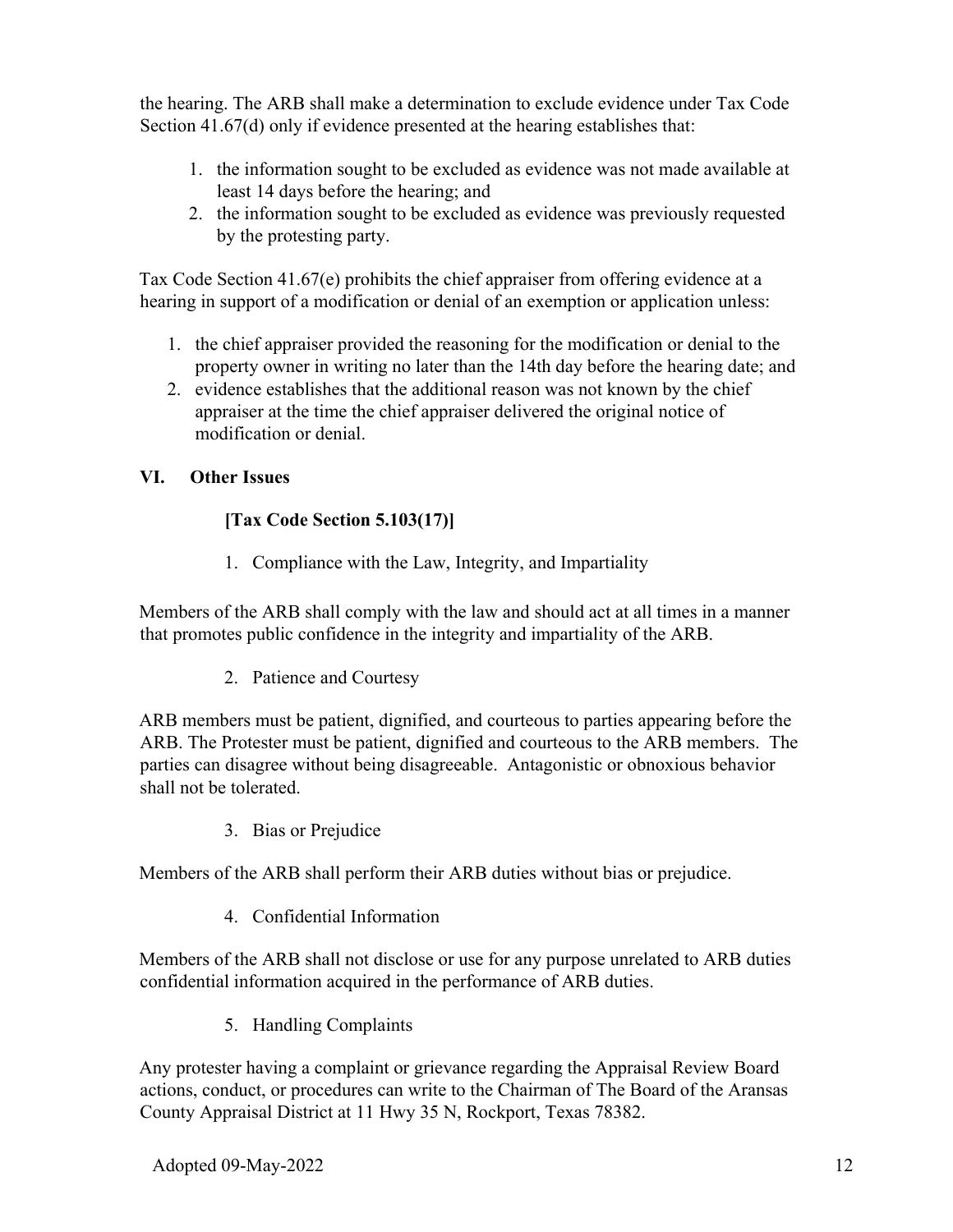the hearing. The ARB shall make a determination to exclude evidence under Tax Code Section 41.67(d) only if evidence presented at the hearing establishes that:

1. the information sought to be excluded as evidence was not made available at least 14 days before the hearing; and
2. the information sought to be excluded as evidence was previously requested by the protesting party.

Tax Code Section 41.67(e) prohibits the chief appraiser from offering evidence at a hearing in support of a modification or denial of an exemption or application unless:

1. the chief appraiser provided the reasoning for the modification or denial to the property owner in writing no later than the 14th day before the hearing date; and
2. evidence establishes that the additional reason was not known by the chief appraiser at the time the chief appraiser delivered the original notice of modification or denial.

## VI. Other Issues

**[Tax Code Section 5.103(17)]**

1. Compliance with the Law, Integrity, and Impartiality

Members of the ARB shall comply with the law and should act at all times in a manner that promotes public confidence in the integrity and impartiality of the ARB.

2. Patience and Courtesy

ARB members must be patient, dignified, and courteous to parties appearing before the ARB. The Protester must be patient, dignified and courteous to the ARB members. The parties can disagree without being disagreeable. Antagonistic or obnoxious behavior shall not be tolerated.

3. Bias or Prejudice

Members of the ARB shall perform their ARB duties without bias or prejudice.

4. Confidential Information

Members of the ARB shall not disclose or use for any purpose unrelated to ARB duties confidential information acquired in the performance of ARB duties.

5. Handling Complaints

Any protester having a complaint or grievance regarding the Appraisal Review Board actions, conduct, or procedures can write to the Chairman of The Board of the Aransas County Appraisal District at 11 Hwy 35 N, Rockport, Texas 78382.

Adopted 09-May-2022